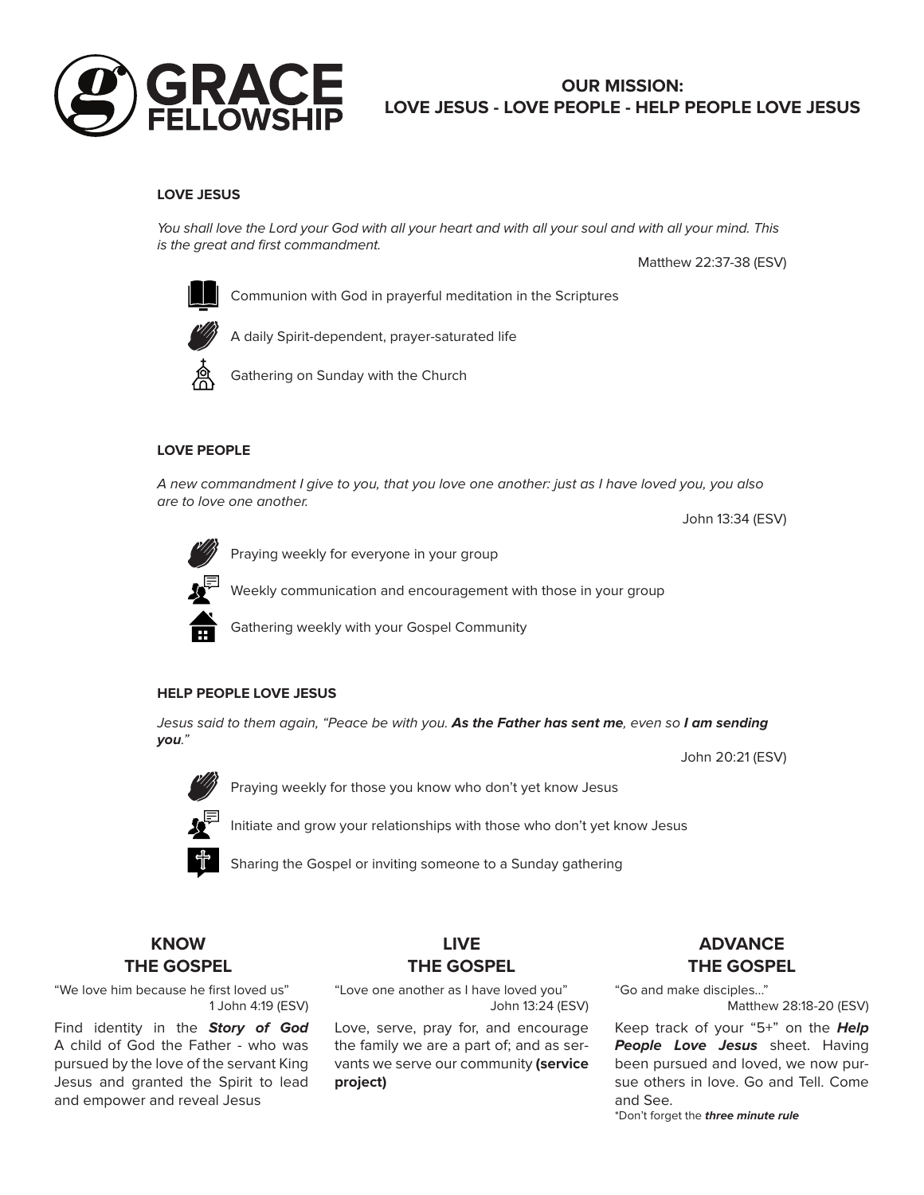# GRACE FELLOWSHIP

## OUR MISSION:
## LOVE JESUS - LOVE PEOPLE - HELP PEOPLE LOVE JESUS

### LOVE JESUS

*You shall love the Lord your God with all your heart and with all your soul and with all your mind. This is the great and first commandment.*

Matthew 22:37-38 (ESV)

- Communion with God in prayerful meditation in the Scriptures
- A daily Spirit-dependent, prayer-saturated life
- Gathering on Sunday with the Church

### LOVE PEOPLE

*A new commandment I give to you, that you love one another: just as I have loved you, you also are to love one another.*

John 13:34 (ESV)

- Praying weekly for everyone in your group
- Weekly communication and encouragement with those in your group
- Gathering weekly with your Gospel Community

### HELP PEOPLE LOVE JESUS

*Jesus said to them again, "Peace be with you.* ***As the Father has sent me****, even so* ***I am sending you****."*

John 20:21 (ESV)

- Praying weekly for those you know who don't yet know Jesus
- Initiate and grow your relationships with those who don't yet know Jesus
- Sharing the Gospel or inviting someone to a Sunday gathering

### KNOW THE GOSPEL

"We love him because he first loved us"
1 John 4:19 (ESV)

Find identity in the ***Story of God*** A child of God the Father - who was pursued by the love of the servant King Jesus and granted the Spirit to lead and empower and reveal Jesus

### LIVE THE GOSPEL

"Love one another as I have loved you"
John 13:24 (ESV)

Love, serve, pray for, and encourage the family we are a part of; and as servants we serve our community **(service project)**

### ADVANCE THE GOSPEL

"Go and make disciples..."
Matthew 28:18-20 (ESV)

Keep track of your "5+" on the ***Help People Love Jesus*** sheet. Having been pursued and loved, we now pursue others in love. Go and Tell. Come and See.

*Don't forget the ***three minute rule***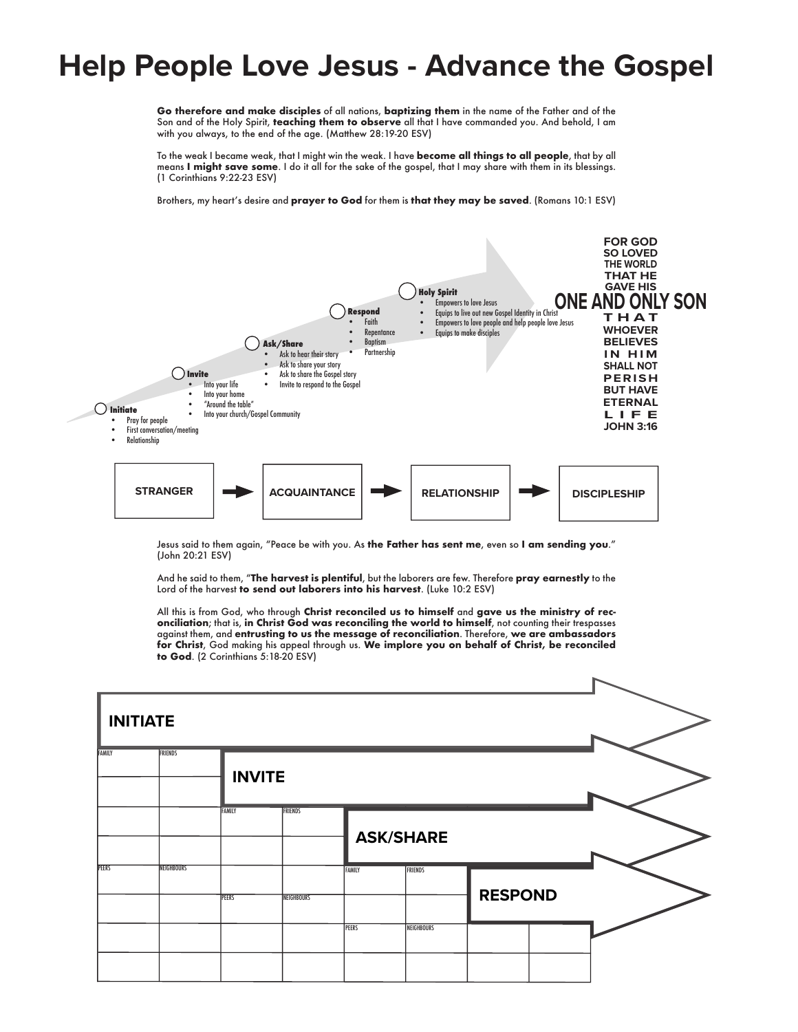# Help People Love Jesus - Advance the Gospel

**Go therefore and make disciples** of all nations, **baptizing them** in the name of the Father and of the Son and of the Holy Spirit, **teaching them to observe** all that I have commanded you. And behold, I am with you always, to the end of the age. (Matthew 28:19-20 ESV)

To the weak I became weak, that I might win the weak. I have **become all things to all people**, that by all means **I might save some**. I do it all for the sake of the gospel, that I may share with them in its blessings. (1 Corinthians 9:22-23 ESV)

Brothers, my heart's desire and **prayer to God** for them is **that they may be saved**. (Romans 10:1 ESV)

**Initiate**
- Pray for people
- First conversation/meeting
- Relationship

**Invite**
- Into your life
- Into your home
- "Around the table"
- Into your church/Gospel Community

**Ask/Share**
- Ask to hear their story
- Ask to share your story
- Ask to share the Gospel story
- Invite to respond to the Gospel

**Respond**
- Faith
- Repentance
- Baptism
- Partnership

**Holy Spirit**
- Empowers to love Jesus
- Equips to live out new Gospel Identity in Christ
- Empowers to love people and help people love Jesus
- Equips to make disciples

FOR GOD SO LOVED THE WORLD THAT HE GAVE HIS **ONE AND ONLY SON** THAT WHOEVER BELIEVES IN HIM SHALL NOT PERISH BUT HAVE ETERNAL LIFE JOHN 3:16

STRANGER → ACQUAINTANCE → RELATIONSHIP → DISCIPLESHIP

Jesus said to them again, "Peace be with you. As **the Father has sent me**, even so **I am sending you**." (John 20:21 ESV)

And he said to them, "**The harvest is plentiful**, but the laborers are few. Therefore **pray earnestly** to the Lord of the harvest **to send out laborers into his harvest**. (Luke 10:2 ESV)

All this is from God, who through **Christ reconciled us to himself** and **gave us the ministry of reconciliation**; that is, **in Christ God was reconciling the world to himself**, not counting their trespasses against them, and **entrusting to us the message of reconciliation**. Therefore, **we are ambassadors for Christ**, God making his appeal through us. **We implore you on behalf of Christ, be reconciled to God**. (2 Corinthians 5:18-20 ESV)

**INITIATE**

| FAMILY | FRIENDS |
|---|---|
| | |
| | |
| | |
| PEERS | NEIGHBOURS |
| | |
| | |
| | |

**INVITE**

| FAMILY | FRIENDS |
|---|---|
| | |
| | |
| PEERS | NEIGHBOURS |
| | |
| | |

**ASK/SHARE**

| FAMILY | FRIENDS |
|---|---|
| | |
| PEERS | NEIGHBOURS |
| | |

**RESPOND**

| | |
|---|---|
| | |